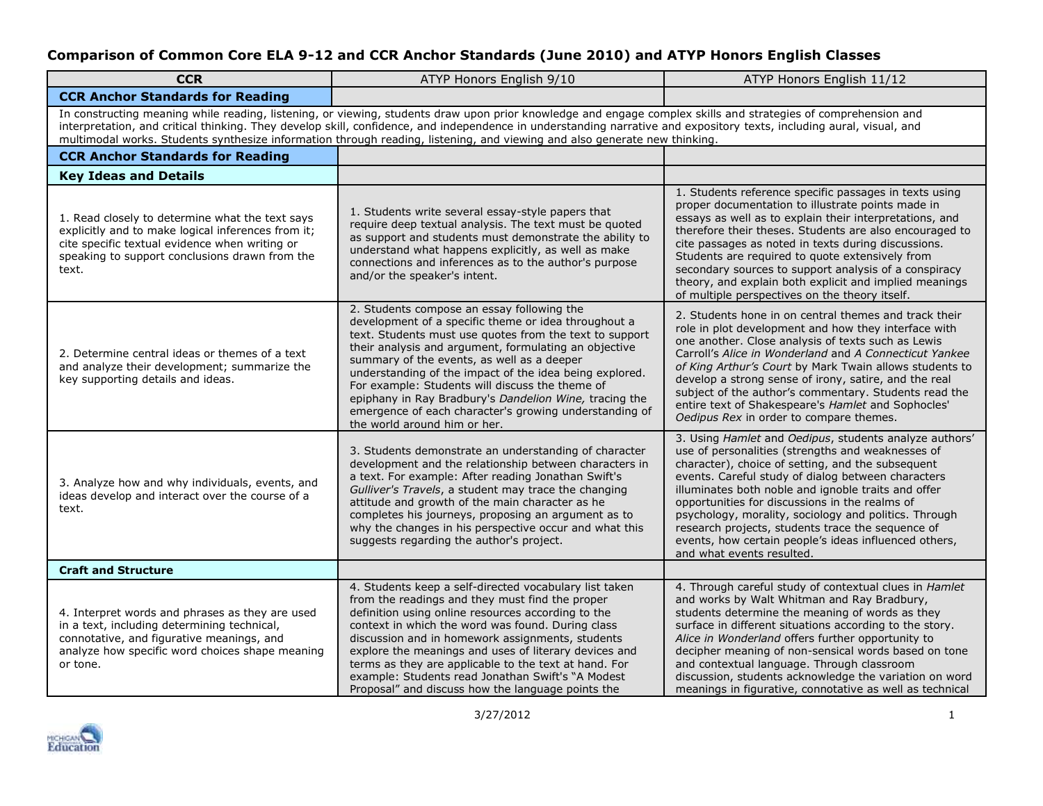# Comparison of Common Core ELA 9-12 and CCR Anchor Standards (June 2010) and ATYP Honors English Classes

| CCR | ATYP Honors English 9/10 | ATYP Honors English 11/12 |
|---|---|---|
| **CCR Anchor Standards for Reading** | | |
| In constructing meaning while reading, listening, or viewing, students draw upon prior knowledge and engage complex skills and strategies of comprehension and interpretation, and critical thinking. They develop skill, confidence, and independence in understanding narrative and expository texts, including aural, visual, and multimodal works. Students synthesize information through reading, listening, and viewing and also generate new thinking. | | |
| **CCR Anchor Standards for Reading** | | |
| **Key Ideas and Details** | | |
| 1. Read closely to determine what the text says explicitly and to make logical inferences from it; cite specific textual evidence when writing or speaking to support conclusions drawn from the text. | 1. Students write several essay-style papers that require deep textual analysis. The text must be quoted as support and students must demonstrate the ability to understand what happens explicitly, as well as make connections and inferences as to the author's purpose and/or the speaker's intent. | 1. Students reference specific passages in texts using proper documentation to illustrate points made in essays as well as to explain their interpretations, and therefore their theses. Students are also encouraged to cite passages as noted in texts during discussions. Students are required to quote extensively from secondary sources to support analysis of a conspiracy theory, and explain both explicit and implied meanings of multiple perspectives on the theory itself. |
| 2. Determine central ideas or themes of a text and analyze their development; summarize the key supporting details and ideas. | 2. Students compose an essay following the development of a specific theme or idea throughout a text. Students must use quotes from the text to support their analysis and argument, formulating an objective summary of the events, as well as a deeper understanding of the impact of the idea being explored. For example: Students will discuss the theme of epiphany in Ray Bradbury's *Dandelion Wine,* tracing the emergence of each character's growing understanding of the world around him or her. | 2. Students hone in on central themes and track their role in plot development and how they interface with one another. Close analysis of texts such as Lewis Carroll's *Alice in Wonderland* and *A Connecticut Yankee of King Arthur's Court* by Mark Twain allows students to develop a strong sense of irony, satire, and the real subject of the author's commentary. Students read the entire text of Shakespeare's *Hamlet* and Sophocles' *Oedipus Rex* in order to compare themes. |
| 3. Analyze how and why individuals, events, and ideas develop and interact over the course of a text. | 3. Students demonstrate an understanding of character development and the relationship between characters in a text. For example: After reading Jonathan Swift's *Gulliver's Travels*, a student may trace the changing attitude and growth of the main character as he completes his journeys, proposing an argument as to why the changes in his perspective occur and what this suggests regarding the author's project. | 3. Using *Hamlet* and *Oedipus*, students analyze authors' use of personalities (strengths and weaknesses of character), choice of setting, and the subsequent events. Careful study of dialog between characters illuminates both noble and ignoble traits and offer opportunities for discussions in the realms of psychology, morality, sociology and politics. Through research projects, students trace the sequence of events, how certain people's ideas influenced others, and what events resulted. |
| **Craft and Structure** | | |
| 4. Interpret words and phrases as they are used in a text, including determining technical, connotative, and figurative meanings, and analyze how specific word choices shape meaning or tone. | 4. Students keep a self-directed vocabulary list taken from the readings and they must find the proper definition using online resources according to the context in which the word was found. During class discussion and in homework assignments, students explore the meanings and uses of literary devices and terms as they are applicable to the text at hand. For example: Students read Jonathan Swift's "A Modest Proposal" and discuss how the language points the | 4. Through careful study of contextual clues in *Hamlet* and works by Walt Whitman and Ray Bradbury, students determine the meaning of words as they surface in different situations according to the story. *Alice in Wonderland* offers further opportunity to decipher meaning of non-sensical words based on tone and contextual language. Through classroom discussion, students acknowledge the variation on word meanings in figurative, connotative as well as technical |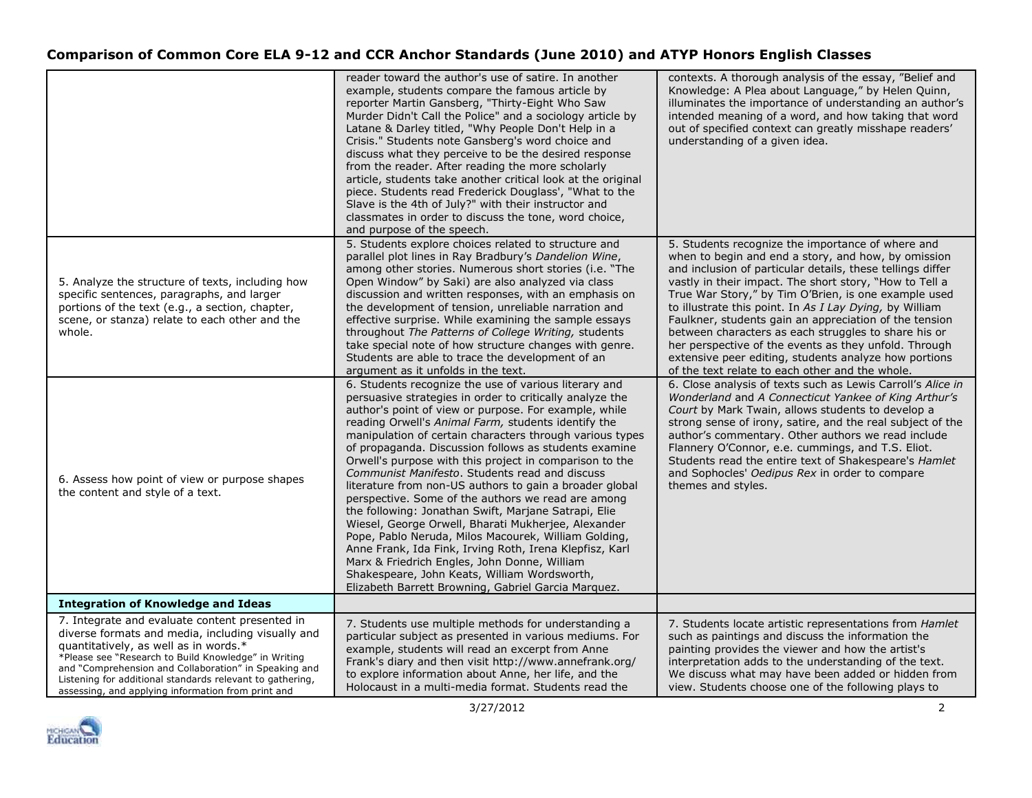## Comparison of Common Core ELA 9-12 and CCR Anchor Standards (June 2010) and ATYP Honors English Classes

| | | |
|---|---|---|
| | reader toward the author's use of satire. In another example, students compare the famous article by reporter Martin Gansberg, "Thirty-Eight Who Saw Murder Didn't Call the Police" and a sociology article by Latane & Darley titled, "Why People Don't Help in a Crisis." Students note Gansberg's word choice and discuss what they perceive to be the desired response from the reader. After reading the more scholarly article, students take another critical look at the original piece. Students read Frederick Douglass', "What to the Slave is the 4th of July?" with their instructor and classmates in order to discuss the tone, word choice, and purpose of the speech. | contexts. A thorough analysis of the essay, "Belief and Knowledge: A Plea about Language," by Helen Quinn, illuminates the importance of understanding an author's intended meaning of a word, and how taking that word out of specified context can greatly misshape readers' understanding of a given idea. |
| 5. Analyze the structure of texts, including how specific sentences, paragraphs, and larger portions of the text (e.g., a section, chapter, scene, or stanza) relate to each other and the whole. | 5. Students explore choices related to structure and parallel plot lines in Ray Bradbury's *Dandelion Wine*, among other stories. Numerous short stories (i.e. "The Open Window" by Saki) are also analyzed via class discussion and written responses, with an emphasis on the development of tension, unreliable narration and effective surprise. While examining the sample essays throughout *The Patterns of College Writing,* students take special note of how structure changes with genre. Students are able to trace the development of an argument as it unfolds in the text. | 5. Students recognize the importance of where and when to begin and end a story, and how, by omission and inclusion of particular details, these tellings differ vastly in their impact. The short story, "How to Tell a True War Story," by Tim O'Brien, is one example used to illustrate this point. In *As I Lay Dying,* by William Faulkner, students gain an appreciation of the tension between characters as each struggles to share his or her perspective of the events as they unfold. Through extensive peer editing, students analyze how portions of the text relate to each other and the whole. |
| 6. Assess how point of view or purpose shapes the content and style of a text. | 6. Students recognize the use of various literary and persuasive strategies in order to critically analyze the author's point of view or purpose. For example, while reading Orwell's *Animal Farm,* students identify the manipulation of certain characters through various types of propaganda. Discussion follows as students examine Orwell's purpose with this project in comparison to the *Communist Manifesto*. Students read and discuss literature from non-US authors to gain a broader global perspective. Some of the authors we read are among the following: Jonathan Swift, Marjane Satrapi, Elie Wiesel, George Orwell, Bharati Mukherjee, Alexander Pope, Pablo Neruda, Milos Macourek, William Golding, Anne Frank, Ida Fink, Irving Roth, Irena Klepfisz, Karl Marx & Friedrich Engles, John Donne, William Shakespeare, John Keats, William Wordsworth, Elizabeth Barrett Browning, Gabriel Garcia Marquez. | 6. Close analysis of texts such as Lewis Carroll's *Alice in Wonderland* and *A Connecticut Yankee of King Arthur's Court* by Mark Twain, allows students to develop a strong sense of irony, satire, and the real subject of the author's commentary. Other authors we read include Flannery O'Connor, e.e. cummings, and T.S. Eliot. Students read the entire text of Shakespeare's *Hamlet* and Sophocles' *Oedipus Rex* in order to compare themes and styles. |
| **Integration of Knowledge and Ideas** | | |
| 7. Integrate and evaluate content presented in diverse formats and media, including visually and quantitatively, as well as in words.* <br> *Please see "Research to Build Knowledge" in Writing and "Comprehension and Collaboration" in Speaking and Listening for additional standards relevant to gathering, assessing, and applying information from print and | 7. Students use multiple methods for understanding a particular subject as presented in various mediums. For example, students will read an excerpt from Anne Frank's diary and then visit http://www.annefrank.org/ to explore information about Anne, her life, and the Holocaust in a multi-media format. Students read the | 7. Students locate artistic representations from *Hamlet* such as paintings and discuss the information the painting provides the viewer and how the artist's interpretation adds to the understanding of the text. We discuss what may have been added or hidden from view. Students choose one of the following plays to |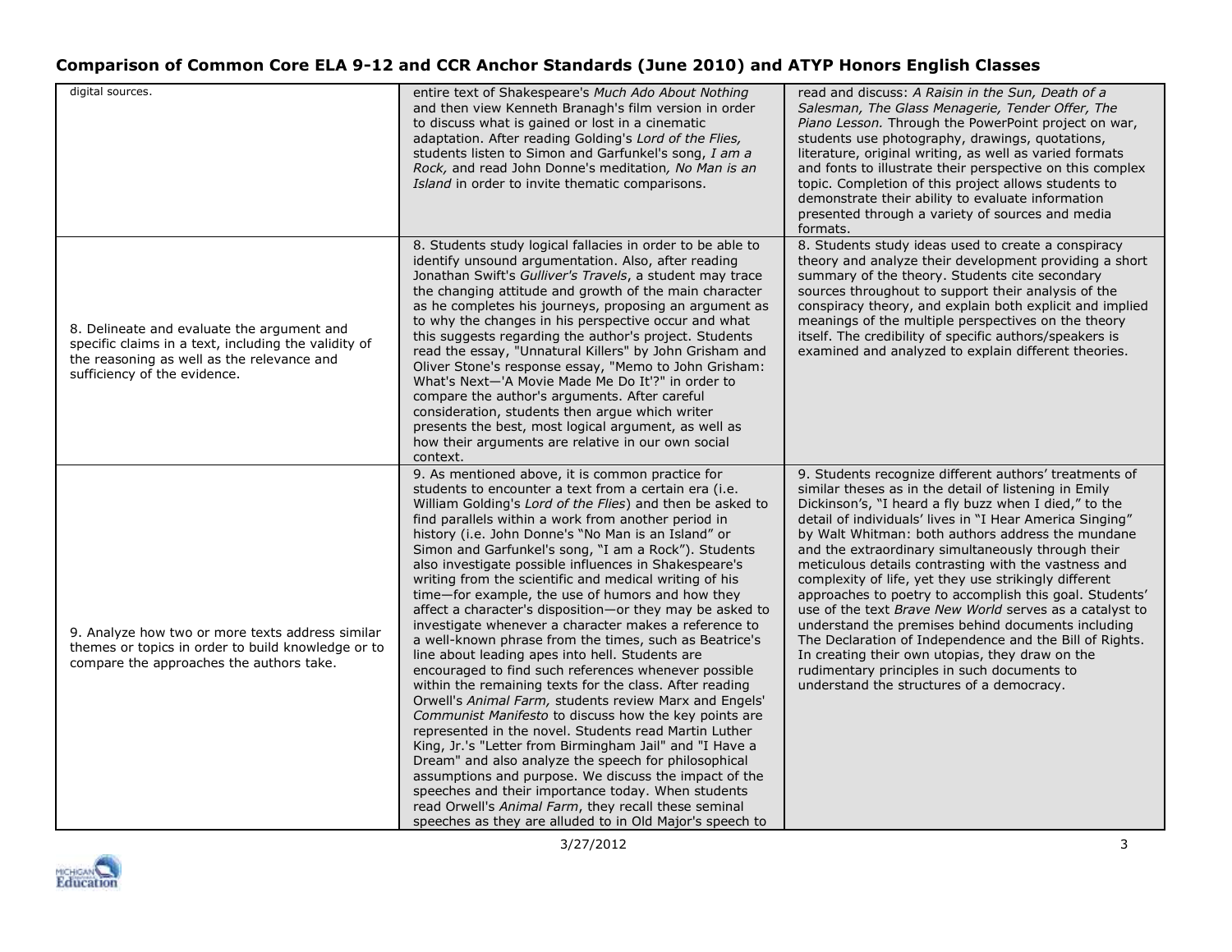## Comparison of Common Core ELA 9-12 and CCR Anchor Standards (June 2010) and ATYP Honors English Classes

| | | |
|---|---|---|
| digital sources. | entire text of Shakespeare's *Much Ado About Nothing* and then view Kenneth Branagh's film version in order to discuss what is gained or lost in a cinematic adaptation. After reading Golding's *Lord of the Flies,* students listen to Simon and Garfunkel's song, *I am a Rock,* and read John Donne's meditation, *No Man is an Island* in order to invite thematic comparisons. | read and discuss: *A Raisin in the Sun, Death of a Salesman, The Glass Menagerie, Tender Offer, The Piano Lesson.* Through the PowerPoint project on war, students use photography, drawings, quotations, literature, original writing, as well as varied formats and fonts to illustrate their perspective on this complex topic. Completion of this project allows students to demonstrate their ability to evaluate information presented through a variety of sources and media formats. |
| 8. Delineate and evaluate the argument and specific claims in a text, including the validity of the reasoning as well as the relevance and sufficiency of the evidence. | 8. Students study logical fallacies in order to be able to identify unsound argumentation. Also, after reading Jonathan Swift's *Gulliver's Travels*, a student may trace the changing attitude and growth of the main character as he completes his journeys, proposing an argument as to why the changes in his perspective occur and what this suggests regarding the author's project. Students read the essay, "Unnatural Killers" by John Grisham and Oliver Stone's response essay, "Memo to John Grisham: What's Next—'A Movie Made Me Do It'?" in order to compare the author's arguments. After careful consideration, students then argue which writer presents the best, most logical argument, as well as how their arguments are relative in our own social context. | 8. Students study ideas used to create a conspiracy theory and analyze their development providing a short summary of the theory. Students cite secondary sources throughout to support their analysis of the conspiracy theory, and explain both explicit and implied meanings of the multiple perspectives on the theory itself. The credibility of specific authors/speakers is examined and analyzed to explain different theories. |
| 9. Analyze how two or more texts address similar themes or topics in order to build knowledge or to compare the approaches the authors take. | 9. As mentioned above, it is common practice for students to encounter a text from a certain era (i.e. William Golding's *Lord of the Flies*) and then be asked to find parallels within a work from another period in history (i.e. John Donne's "No Man is an Island" or Simon and Garfunkel's song, "I am a Rock"). Students also investigate possible influences in Shakespeare's writing from the scientific and medical writing of his time—for example, the use of humors and how they affect a character's disposition—or they may be asked to investigate whenever a character makes a reference to a well-known phrase from the times, such as Beatrice's line about leading apes into hell. Students are encouraged to find such references whenever possible within the remaining texts for the class. After reading Orwell's *Animal Farm,* students review Marx and Engels' *Communist Manifesto* to discuss how the key points are represented in the novel. Students read Martin Luther King, Jr.'s "Letter from Birmingham Jail" and "I Have a Dream" and also analyze the speech for philosophical assumptions and purpose. We discuss the impact of the speeches and their importance today. When students read Orwell's *Animal Farm*, they recall these seminal speeches as they are alluded to in Old Major's speech to | 9. Students recognize different authors' treatments of similar theses as in the detail of listening in Emily Dickinson's, "I heard a fly buzz when I died," to the detail of individuals' lives in "I Hear America Singing" by Walt Whitman: both authors address the mundane and the extraordinary simultaneously through their meticulous details contrasting with the vastness and complexity of life, yet they use strikingly different approaches to poetry to accomplish this goal. Students' use of the text *Brave New World* serves as a catalyst to understand the premises behind documents including The Declaration of Independence and the Bill of Rights. In creating their own utopias, they draw on the rudimentary principles in such documents to understand the structures of a democracy. |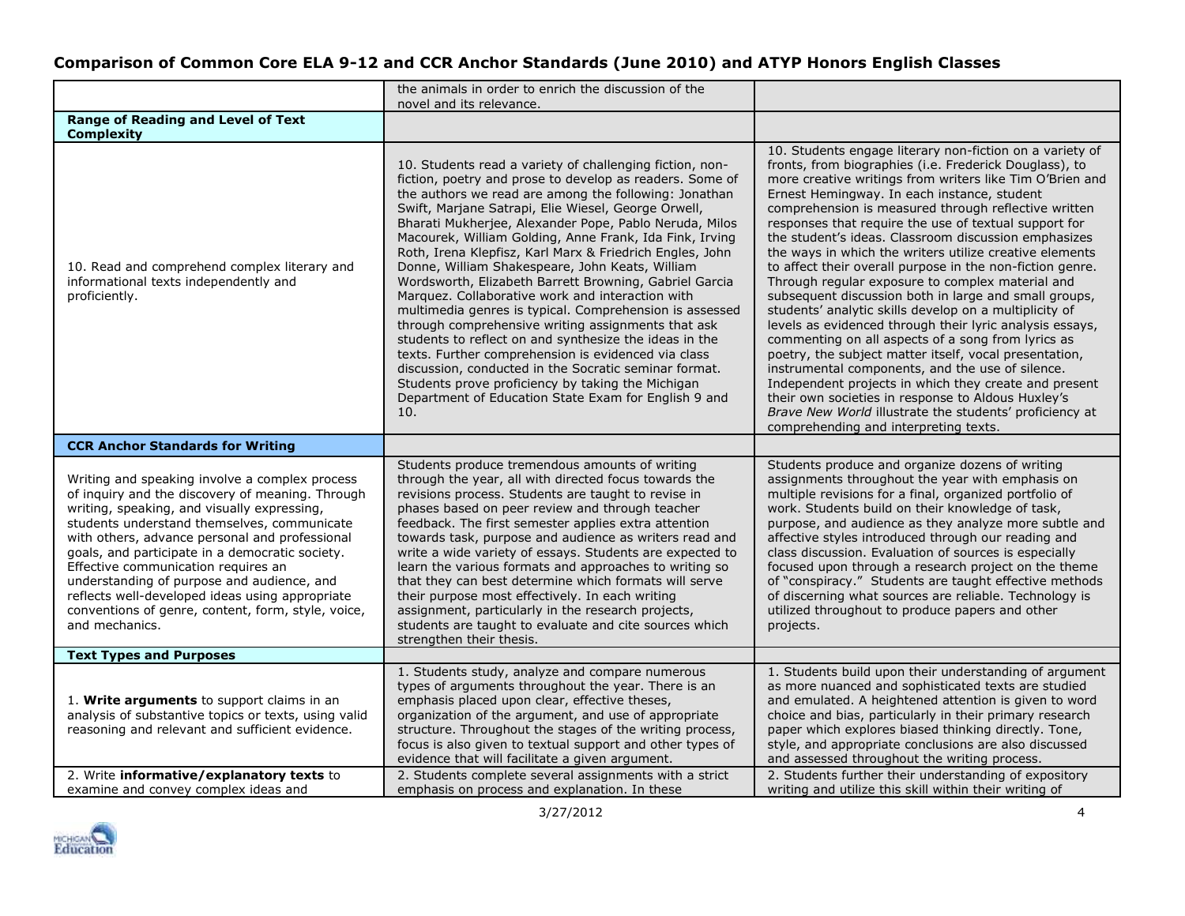## Comparison of Common Core ELA 9-12 and CCR Anchor Standards (June 2010) and ATYP Honors English Classes

| | | |
|---|---|---|
| | the animals in order to enrich the discussion of the novel and its relevance. | |
| **Range of Reading and Level of Text Complexity** | | |
| 10. Read and comprehend complex literary and informational texts independently and proficiently. | 10. Students read a variety of challenging fiction, non-fiction, poetry and prose to develop as readers. Some of the authors we read are among the following: Jonathan Swift, Marjane Satrapi, Elie Wiesel, George Orwell, Bharati Mukherjee, Alexander Pope, Pablo Neruda, Milos Macourek, William Golding, Anne Frank, Ida Fink, Irving Roth, Irena Klepfisz, Karl Marx & Friedrich Engles, John Donne, William Shakespeare, John Keats, William Wordsworth, Elizabeth Barrett Browning, Gabriel Garcia Marquez. Collaborative work and interaction with multimedia genres is typical. Comprehension is assessed through comprehensive writing assignments that ask students to reflect on and synthesize the ideas in the texts. Further comprehension is evidenced via class discussion, conducted in the Socratic seminar format. Students prove proficiency by taking the Michigan Department of Education State Exam for English 9 and 10. | 10. Students engage literary non-fiction on a variety of fronts, from biographies (i.e. Frederick Douglass), to more creative writings from writers like Tim O'Brien and Ernest Hemingway. In each instance, student comprehension is measured through reflective written responses that require the use of textual support for the student's ideas. Classroom discussion emphasizes the ways in which the writers utilize creative elements to affect their overall purpose in the non-fiction genre. Through regular exposure to complex material and subsequent discussion both in large and small groups, students' analytic skills develop on a multiplicity of levels as evidenced through their lyric analysis essays, commenting on all aspects of a song from lyrics as poetry, the subject matter itself, vocal presentation, instrumental components, and the use of silence. Independent projects in which they create and present their own societies in response to Aldous Huxley's *Brave New World* illustrate the students' proficiency at comprehending and interpreting texts. |
| **CCR Anchor Standards for Writing** | | |
| Writing and speaking involve a complex process of inquiry and the discovery of meaning. Through writing, speaking, and visually expressing, students understand themselves, communicate with others, advance personal and professional goals, and participate in a democratic society. Effective communication requires an understanding of purpose and audience, and reflects well-developed ideas using appropriate conventions of genre, content, form, style, voice, and mechanics. | Students produce tremendous amounts of writing through the year, all with directed focus towards the revisions process. Students are taught to revise in phases based on peer review and through teacher feedback. The first semester applies extra attention towards task, purpose and audience as writers read and write a wide variety of essays. Students are expected to learn the various formats and approaches to writing so that they can best determine which formats will serve their purpose most effectively. In each writing assignment, particularly in the research projects, students are taught to evaluate and cite sources which strengthen their thesis. | Students produce and organize dozens of writing assignments throughout the year with emphasis on multiple revisions for a final, organized portfolio of work. Students build on their knowledge of task, purpose, and audience as they analyze more subtle and affective styles introduced through our reading and class discussion. Evaluation of sources is especially focused upon through a research project on the theme of "conspiracy." Students are taught effective methods of discerning what sources are reliable. Technology is utilized throughout to produce papers and other projects. |
| **Text Types and Purposes** | | |
| 1. **Write arguments** to support claims in an analysis of substantive topics or texts, using valid reasoning and relevant and sufficient evidence. | 1. Students study, analyze and compare numerous types of arguments throughout the year. There is an emphasis placed upon clear, effective theses, organization of the argument, and use of appropriate structure. Throughout the stages of the writing process, focus is also given to textual support and other types of evidence that will facilitate a given argument. | 1. Students build upon their understanding of argument as more nuanced and sophisticated texts are studied and emulated. A heightened attention is given to word choice and bias, particularly in their primary research paper which explores biased thinking directly. Tone, style, and appropriate conclusions are also discussed and assessed throughout the writing process. |
| 2. Write **informative/explanatory texts** to examine and convey complex ideas and | 2. Students complete several assignments with a strict emphasis on process and explanation. In these | 2. Students further their understanding of expository writing and utilize this skill within their writing of |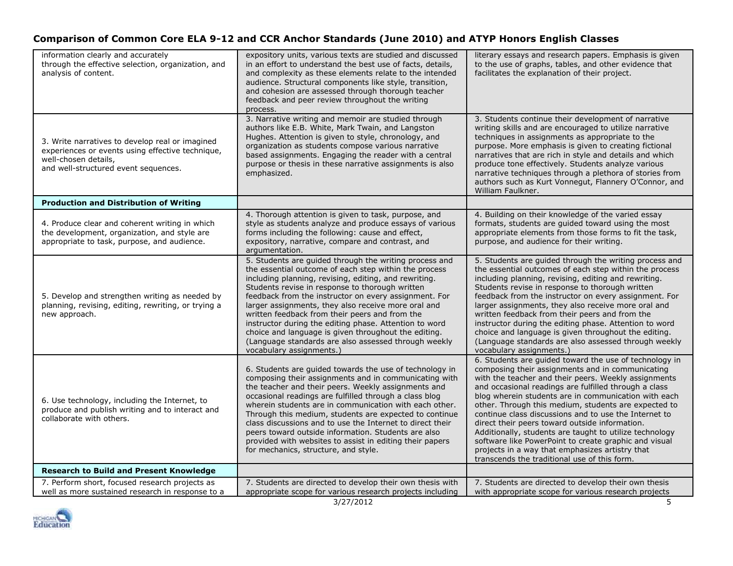## Comparison of Common Core ELA 9-12 and CCR Anchor Standards (June 2010) and ATYP Honors English Classes

| | | |
|---|---|---|
| information clearly and accurately through the effective selection, organization, and analysis of content. | expository units, various texts are studied and discussed in an effort to understand the best use of facts, details, and complexity as these elements relate to the intended audience. Structural components like style, transition, and cohesion are assessed through thorough teacher feedback and peer review throughout the writing process. | literary essays and research papers. Emphasis is given to the use of graphs, tables, and other evidence that facilitates the explanation of their project. |
| 3. Write narratives to develop real or imagined experiences or events using effective technique, well-chosen details, and well-structured event sequences. | 3. Narrative writing and memoir are studied through authors like E.B. White, Mark Twain, and Langston Hughes. Attention is given to style, chronology, and organization as students compose various narrative based assignments. Engaging the reader with a central purpose or thesis in these narrative assignments is also emphasized. | 3. Students continue their development of narrative writing skills and are encouraged to utilize narrative techniques in assignments as appropriate to the purpose. More emphasis is given to creating fictional narratives that are rich in style and details and which produce tone effectively. Students analyze various narrative techniques through a plethora of stories from authors such as Kurt Vonnegut, Flannery O'Connor, and William Faulkner. |
| **Production and Distribution of Writing** | | |
| 4. Produce clear and coherent writing in which the development, organization, and style are appropriate to task, purpose, and audience. | 4. Thorough attention is given to task, purpose, and style as students analyze and produce essays of various forms including the following: cause and effect, expository, narrative, compare and contrast, and argumentation. | 4. Building on their knowledge of the varied essay formats, students are guided toward using the most appropriate elements from those forms to fit the task, purpose, and audience for their writing. |
| 5. Develop and strengthen writing as needed by planning, revising, editing, rewriting, or trying a new approach. | 5. Students are guided through the writing process and the essential outcome of each step within the process including planning, revising, editing, and rewriting. Students revise in response to thorough written feedback from the instructor on every assignment. For larger assignments, they also receive more oral and written feedback from their peers and from the instructor during the editing phase. Attention to word choice and language is given throughout the editing. (Language standards are also assessed through weekly vocabulary assignments.) | 5. Students are guided through the writing process and the essential outcomes of each step within the process including planning, revising, editing and rewriting. Students revise in response to thorough written feedback from the instructor on every assignment. For larger assignments, they also receive more oral and written feedback from their peers and from the instructor during the editing phase. Attention to word choice and language is given throughout the editing. (Language standards are also assessed through weekly vocabulary assignments.) |
| 6. Use technology, including the Internet, to produce and publish writing and to interact and collaborate with others. | 6. Students are guided towards the use of technology in composing their assignments and in communicating with the teacher and their peers. Weekly assignments and occasional readings are fulfilled through a class blog wherein students are in communication with each other. Through this medium, students are expected to continue class discussions and to use the Internet to direct their peers toward outside information. Students are also provided with websites to assist in editing their papers for mechanics, structure, and style. | 6. Students are guided toward the use of technology in composing their assignments and in communicating with the teacher and their peers. Weekly assignments and occasional readings are fulfilled through a class blog wherein students are in communication with each other. Through this medium, students are expected to continue class discussions and to use the Internet to direct their peers toward outside information. Additionally, students are taught to utilize technology software like PowerPoint to create graphic and visual projects in a way that emphasizes artistry that transcends the traditional use of this form. |
| **Research to Build and Present Knowledge** | | |
| 7. Perform short, focused research projects as well as more sustained research in response to a | 7. Students are directed to develop their own thesis with appropriate scope for various research projects including | 7. Students are directed to develop their own thesis with appropriate scope for various research projects |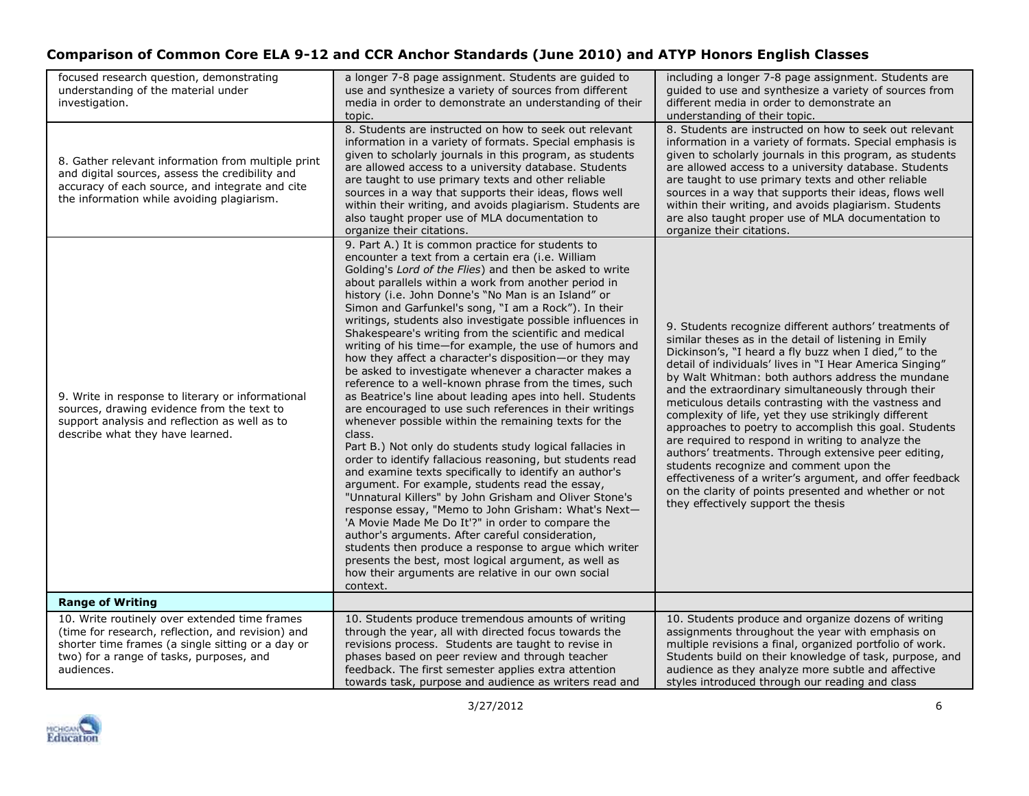## Comparison of Common Core ELA 9-12 and CCR Anchor Standards (June 2010) and ATYP Honors English Classes

| | | |
|---|---|---|
| focused research question, demonstrating understanding of the material under investigation. | a longer 7-8 page assignment. Students are guided to use and synthesize a variety of sources from different media in order to demonstrate an understanding of their topic. | including a longer 7-8 page assignment. Students are guided to use and synthesize a variety of sources from different media in order to demonstrate an understanding of their topic. |
| 8. Gather relevant information from multiple print and digital sources, assess the credibility and accuracy of each source, and integrate and cite the information while avoiding plagiarism. | 8. Students are instructed on how to seek out relevant information in a variety of formats. Special emphasis is given to scholarly journals in this program, as students are allowed access to a university database. Students are taught to use primary texts and other reliable sources in a way that supports their ideas, flows well within their writing, and avoids plagiarism. Students are also taught proper use of MLA documentation to organize their citations. | 8. Students are instructed on how to seek out relevant information in a variety of formats. Special emphasis is given to scholarly journals in this program, as students are allowed access to a university database. Students are taught to use primary texts and other reliable sources in a way that supports their ideas, flows well within their writing, and avoids plagiarism. Students are also taught proper use of MLA documentation to organize their citations. |
| 9. Write in response to literary or informational sources, drawing evidence from the text to support analysis and reflection as well as to describe what they have learned. | 9. Part A.) It is common practice for students to encounter a text from a certain era (i.e. William Golding's *Lord of the Flies*) and then be asked to write about parallels within a work from another period in history (i.e. John Donne's "No Man is an Island" or Simon and Garfunkel's song, "I am a Rock"). In their writings, students also investigate possible influences in Shakespeare's writing from the scientific and medical writing of his time—for example, the use of humors and how they affect a character's disposition—or they may be asked to investigate whenever a character makes a reference to a well-known phrase from the times, such as Beatrice's line about leading apes into hell. Students are encouraged to use such references in their writings whenever possible within the remaining texts for the class.<br>Part B.) Not only do students study logical fallacies in order to identify fallacious reasoning, but students read and examine texts specifically to identify an author's argument. For example, students read the essay, "Unnatural Killers" by John Grisham and Oliver Stone's response essay, "Memo to John Grisham: What's Next—'A Movie Made Me Do It'?" in order to compare the author's arguments. After careful consideration, students then produce a response to argue which writer presents the best, most logical argument, as well as how their arguments are relative in our own social context. | 9. Students recognize different authors' treatments of similar theses as in the detail of listening in Emily Dickinson's, "I heard a fly buzz when I died," to the detail of individuals' lives in "I Hear America Singing" by Walt Whitman: both authors address the mundane and the extraordinary simultaneously through their meticulous details contrasting with the vastness and complexity of life, yet they use strikingly different approaches to poetry to accomplish this goal. Students are required to respond in writing to analyze the authors' treatments. Through extensive peer editing, students recognize and comment upon the effectiveness of a writer's argument, and offer feedback on the clarity of points presented and whether or not they effectively support the thesis |
| **Range of Writing** | | |
| 10. Write routinely over extended time frames (time for research, reflection, and revision) and shorter time frames (a single sitting or a day or two) for a range of tasks, purposes, and audiences. | 10. Students produce tremendous amounts of writing through the year, all with directed focus towards the revisions process. Students are taught to revise in phases based on peer review and through teacher feedback. The first semester applies extra attention towards task, purpose and audience as writers read and | 10. Students produce and organize dozens of writing assignments throughout the year with emphasis on multiple revisions a final, organized portfolio of work. Students build on their knowledge of task, purpose, and audience as they analyze more subtle and affective styles introduced through our reading and class |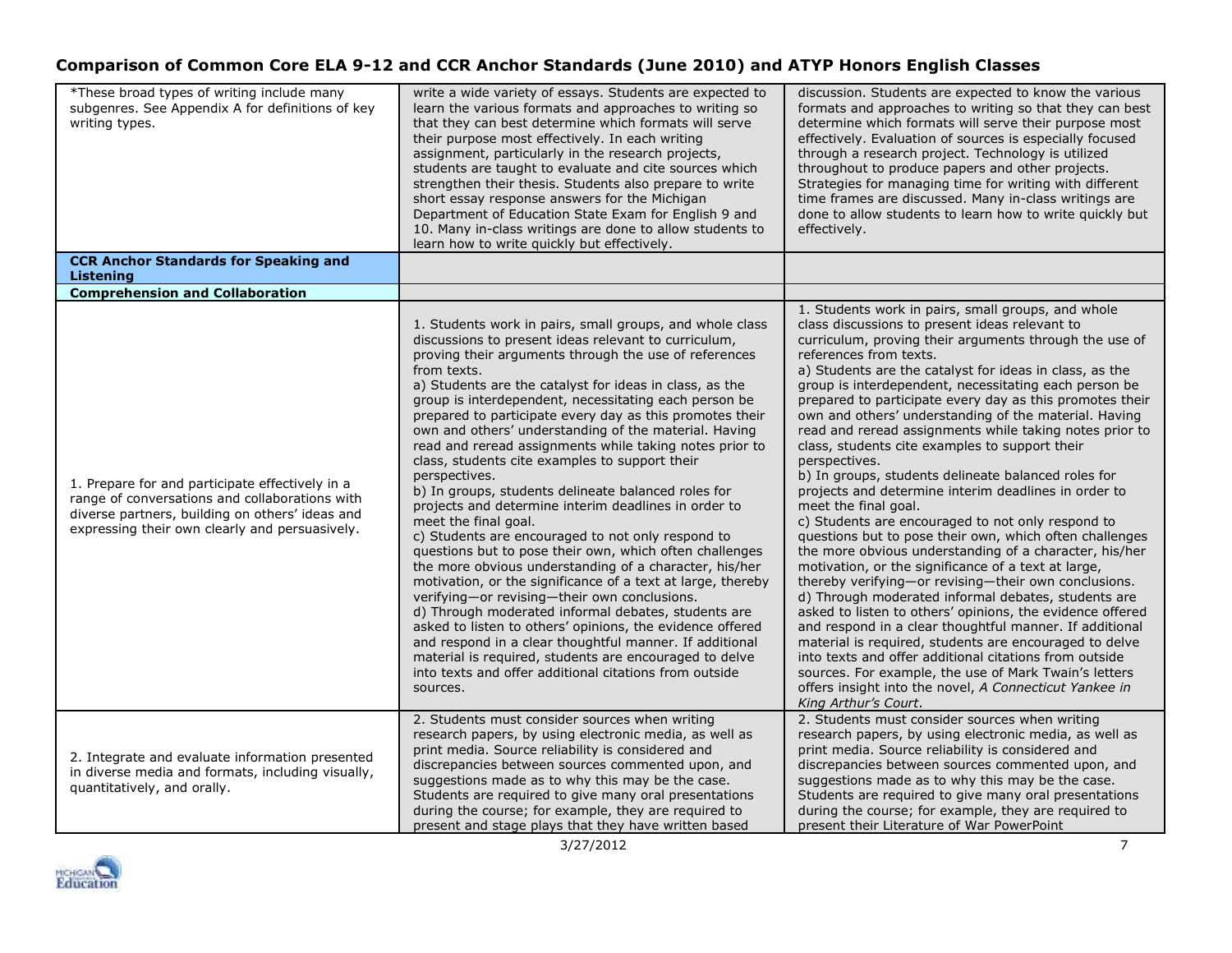## Comparison of Common Core ELA 9-12 and CCR Anchor Standards (June 2010) and ATYP Honors English Classes

| | | |
|---|---|---|
| *These broad types of writing include many subgenres. See Appendix A for definitions of key writing types. | write a wide variety of essays. Students are expected to learn the various formats and approaches to writing so that they can best determine which formats will serve their purpose most effectively. In each writing assignment, particularly in the research projects, students are taught to evaluate and cite sources which strengthen their thesis. Students also prepare to write short essay response answers for the Michigan Department of Education State Exam for English 9 and 10. Many in-class writings are done to allow students to learn how to write quickly but effectively. | discussion. Students are expected to know the various formats and approaches to writing so that they can best determine which formats will serve their purpose most effectively. Evaluation of sources is especially focused through a research project. Technology is utilized throughout to produce papers and other projects. Strategies for managing time for writing with different time frames are discussed. Many in-class writings are done to allow students to learn how to write quickly but effectively. |
| **CCR Anchor Standards for Speaking and Listening** | | |
| **Comprehension and Collaboration** | | |
| 1. Prepare for and participate effectively in a range of conversations and collaborations with diverse partners, building on others' ideas and expressing their own clearly and persuasively. | 1. Students work in pairs, small groups, and whole class discussions to present ideas relevant to curriculum, proving their arguments through the use of references from texts.<br>a) Students are the catalyst for ideas in class, as the group is interdependent, necessitating each person be prepared to participate every day as this promotes their own and others' understanding of the material. Having read and reread assignments while taking notes prior to class, students cite examples to support their perspectives.<br>b) In groups, students delineate balanced roles for projects and determine interim deadlines in order to meet the final goal.<br>c) Students are encouraged to not only respond to questions but to pose their own, which often challenges the more obvious understanding of a character, his/her motivation, or the significance of a text at large, thereby verifying—or revising—their own conclusions.<br>d) Through moderated informal debates, students are asked to listen to others' opinions, the evidence offered and respond in a clear thoughtful manner. If additional material is required, students are encouraged to delve into texts and offer additional citations from outside sources. | 1. Students work in pairs, small groups, and whole class discussions to present ideas relevant to curriculum, proving their arguments through the use of references from texts.<br>a) Students are the catalyst for ideas in class, as the group is interdependent, necessitating each person be prepared to participate every day as this promotes their own and others' understanding of the material. Having read and reread assignments while taking notes prior to class, students cite examples to support their perspectives.<br>b) In groups, students delineate balanced roles for projects and determine interim deadlines in order to meet the final goal.<br>c) Students are encouraged to not only respond to questions but to pose their own, which often challenges the more obvious understanding of a character, his/her motivation, or the significance of a text at large, thereby verifying—or revising—their own conclusions.<br>d) Through moderated informal debates, students are asked to listen to others' opinions, the evidence offered and respond in a clear thoughtful manner. If additional material is required, students are encouraged to delve into texts and offer additional citations from outside sources. For example, the use of Mark Twain's letters offers insight into the novel, *A Connecticut Yankee in King Arthur's Court*. |
| 2. Integrate and evaluate information presented in diverse media and formats, including visually, quantitatively, and orally. | 2. Students must consider sources when writing research papers, by using electronic media, as well as print media. Source reliability is considered and discrepancies between sources commented upon, and suggestions made as to why this may be the case. Students are required to give many oral presentations during the course; for example, they are required to present and stage plays that they have written based | 2. Students must consider sources when writing research papers, by using electronic media, as well as print media. Source reliability is considered and discrepancies between sources commented upon, and suggestions made as to why this may be the case. Students are required to give many oral presentations during the course; for example, they are required to present their Literature of War PowerPoint |

3/27/2012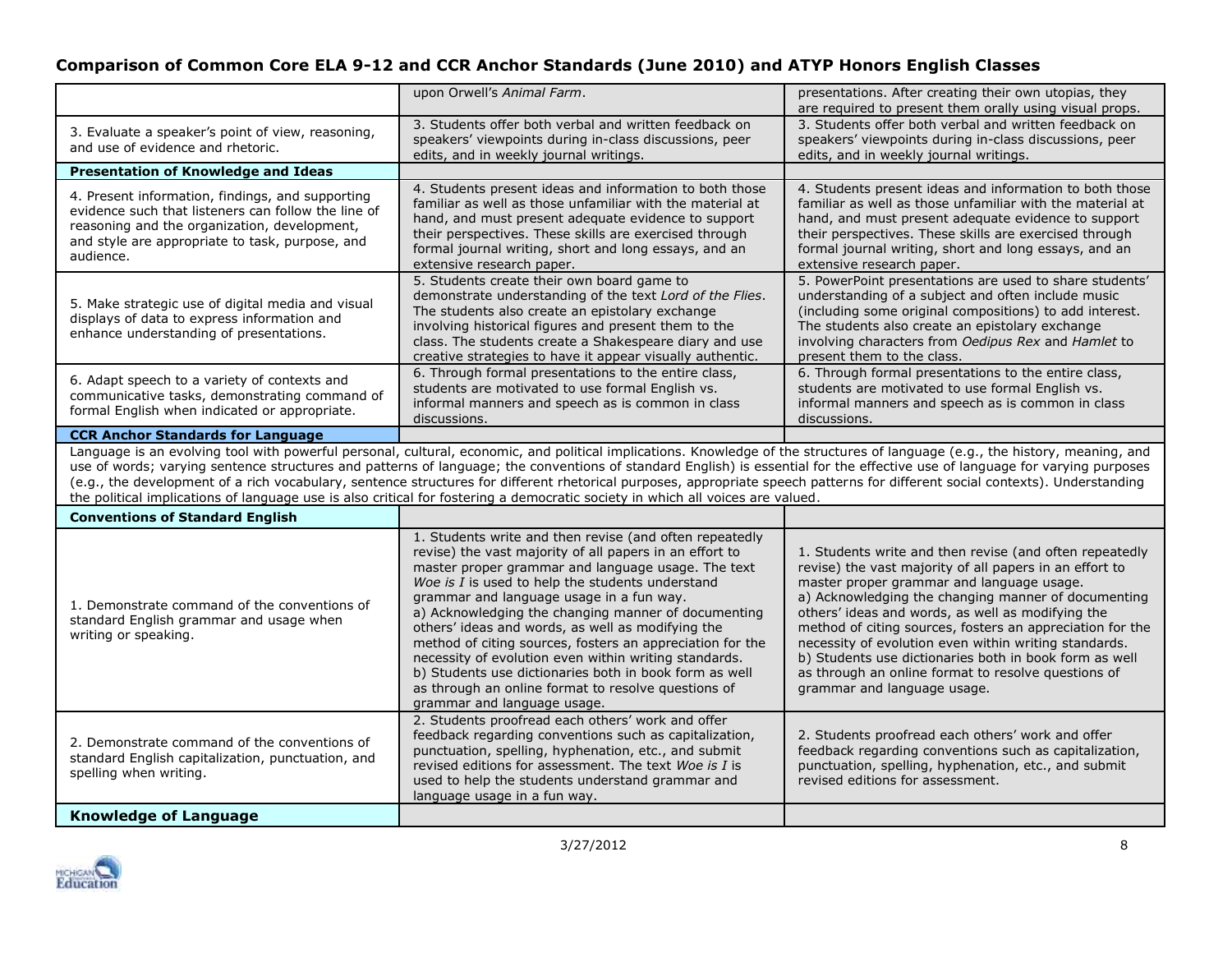## Comparison of Common Core ELA 9-12 and CCR Anchor Standards (June 2010) and ATYP Honors English Classes

| | | |
|---|---|---|
| | upon Orwell's *Animal Farm*. | presentations. After creating their own utopias, they are required to present them orally using visual props. |
| 3. Evaluate a speaker's point of view, reasoning, and use of evidence and rhetoric. | 3. Students offer both verbal and written feedback on speakers' viewpoints during in-class discussions, peer edits, and in weekly journal writings. | 3. Students offer both verbal and written feedback on speakers' viewpoints during in-class discussions, peer edits, and in weekly journal writings. |
| **Presentation of Knowledge and Ideas** | | |
| 4. Present information, findings, and supporting evidence such that listeners can follow the line of reasoning and the organization, development, and style are appropriate to task, purpose, and audience. | 4. Students present ideas and information to both those familiar as well as those unfamiliar with the material at hand, and must present adequate evidence to support their perspectives. These skills are exercised through formal journal writing, short and long essays, and an extensive research paper. | 4. Students present ideas and information to both those familiar as well as those unfamiliar with the material at hand, and must present adequate evidence to support their perspectives. These skills are exercised through formal journal writing, short and long essays, and an extensive research paper. |
| 5. Make strategic use of digital media and visual displays of data to express information and enhance understanding of presentations. | 5. Students create their own board game to demonstrate understanding of the text *Lord of the Flies*. The students also create an epistolary exchange involving historical figures and present them to the class. The students create a Shakespeare diary and use creative strategies to have it appear visually authentic. | 5. PowerPoint presentations are used to share students' understanding of a subject and often include music (including some original compositions) to add interest. The students also create an epistolary exchange involving characters from *Oedipus Rex* and *Hamlet* to present them to the class. |
| 6. Adapt speech to a variety of contexts and communicative tasks, demonstrating command of formal English when indicated or appropriate. | 6. Through formal presentations to the entire class, students are motivated to use formal English vs. informal manners and speech as is common in class discussions. | 6. Through formal presentations to the entire class, students are motivated to use formal English vs. informal manners and speech as is common in class discussions. |
| **CCR Anchor Standards for Language** | | |

Language is an evolving tool with powerful personal, cultural, economic, and political implications. Knowledge of the structures of language (e.g., the history, meaning, and use of words; varying sentence structures and patterns of language; the conventions of standard English) is essential for the effective use of language for varying purposes (e.g., the development of a rich vocabulary, sentence structures for different rhetorical purposes, appropriate speech patterns for different social contexts). Understanding the political implications of language use is also critical for fostering a democratic society in which all voices are valued.

| | | |
|---|---|---|
| **Conventions of Standard English** | | |
| 1. Demonstrate command of the conventions of standard English grammar and usage when writing or speaking. | 1. Students write and then revise (and often repeatedly revise) the vast majority of all papers in an effort to master proper grammar and language usage. The text *Woe is I* is used to help the students understand grammar and language usage in a fun way.<br>a) Acknowledging the changing manner of documenting others' ideas and words, as well as modifying the method of citing sources, fosters an appreciation for the necessity of evolution even within writing standards.<br>b) Students use dictionaries both in book form as well as through an online format to resolve questions of grammar and language usage. | 1. Students write and then revise (and often repeatedly revise) the vast majority of all papers in an effort to master proper grammar and language usage.<br>a) Acknowledging the changing manner of documenting others' ideas and words, as well as modifying the method of citing sources, fosters an appreciation for the necessity of evolution even within writing standards.<br>b) Students use dictionaries both in book form as well as through an online format to resolve questions of grammar and language usage. |
| 2. Demonstrate command of the conventions of standard English capitalization, punctuation, and spelling when writing. | 2. Students proofread each others' work and offer feedback regarding conventions such as capitalization, punctuation, spelling, hyphenation, etc., and submit revised editions for assessment. The text *Woe is I* is used to help the students understand grammar and language usage in a fun way. | 2. Students proofread each others' work and offer feedback regarding conventions such as capitalization, punctuation, spelling, hyphenation, etc., and submit revised editions for assessment. |
| **Knowledge of Language** | | |

3/27/2012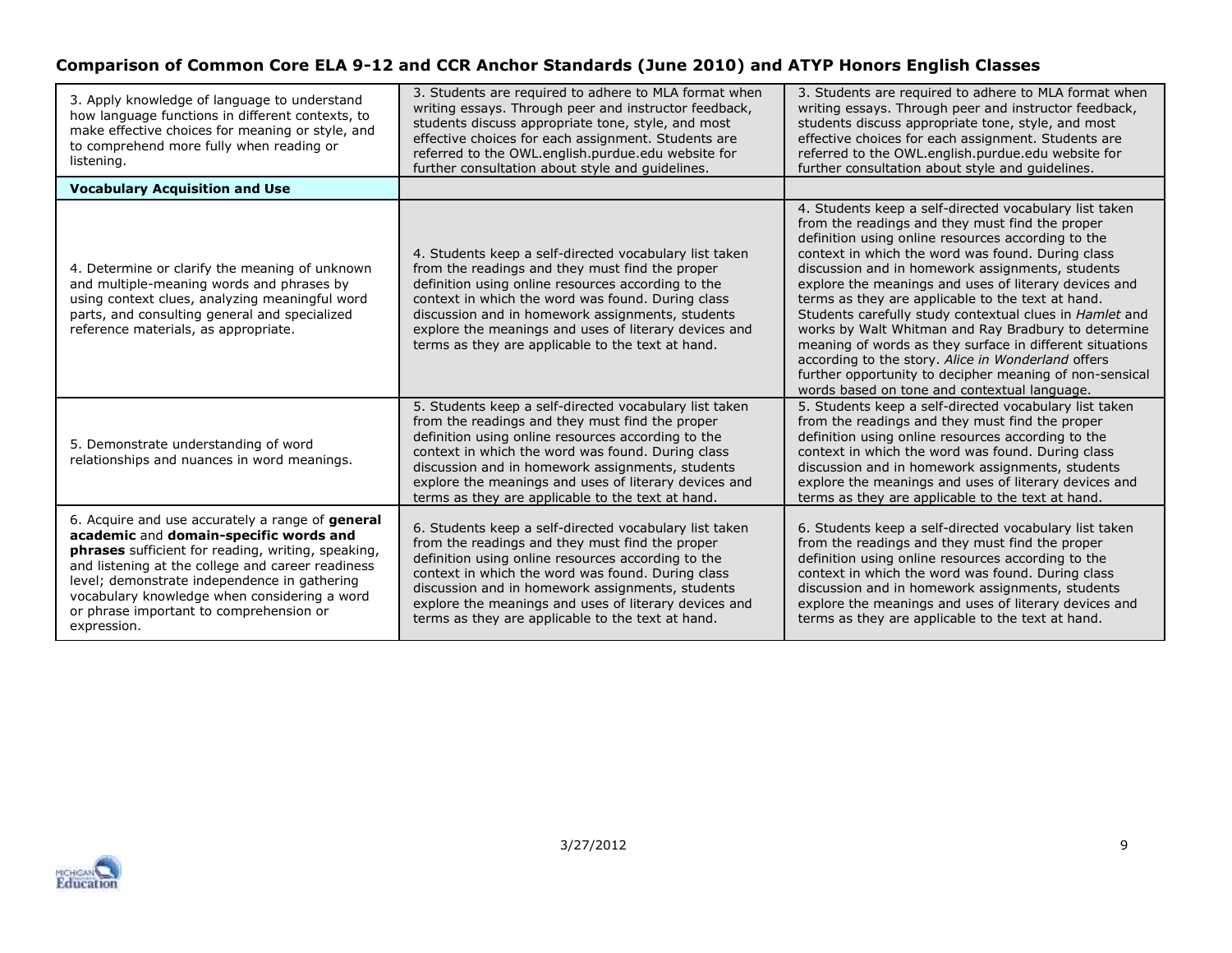## Comparison of Common Core ELA 9-12 and CCR Anchor Standards (June 2010) and ATYP Honors English Classes

| | | |
|---|---|---|
| 3. Apply knowledge of language to understand how language functions in different contexts, to make effective choices for meaning or style, and to comprehend more fully when reading or listening. | 3. Students are required to adhere to MLA format when writing essays. Through peer and instructor feedback, students discuss appropriate tone, style, and most effective choices for each assignment. Students are referred to the OWL.english.purdue.edu website for further consultation about style and guidelines. | 3. Students are required to adhere to MLA format when writing essays. Through peer and instructor feedback, students discuss appropriate tone, style, and most effective choices for each assignment. Students are referred to the OWL.english.purdue.edu website for further consultation about style and guidelines. |
| **Vocabulary Acquisition and Use** | | |
| 4. Determine or clarify the meaning of unknown and multiple-meaning words and phrases by using context clues, analyzing meaningful word parts, and consulting general and specialized reference materials, as appropriate. | 4. Students keep a self-directed vocabulary list taken from the readings and they must find the proper definition using online resources according to the context in which the word was found. During class discussion and in homework assignments, students explore the meanings and uses of literary devices and terms as they are applicable to the text at hand. | 4. Students keep a self-directed vocabulary list taken from the readings and they must find the proper definition using online resources according to the context in which the word was found. During class discussion and in homework assignments, students explore the meanings and uses of literary devices and terms as they are applicable to the text at hand. Students carefully study contextual clues in *Hamlet* and works by Walt Whitman and Ray Bradbury to determine meaning of words as they surface in different situations according to the story. *Alice in Wonderland* offers further opportunity to decipher meaning of non-sensical words based on tone and contextual language. |
| 5. Demonstrate understanding of word relationships and nuances in word meanings. | 5. Students keep a self-directed vocabulary list taken from the readings and they must find the proper definition using online resources according to the context in which the word was found. During class discussion and in homework assignments, students explore the meanings and uses of literary devices and terms as they are applicable to the text at hand. | 5. Students keep a self-directed vocabulary list taken from the readings and they must find the proper definition using online resources according to the context in which the word was found. During class discussion and in homework assignments, students explore the meanings and uses of literary devices and terms as they are applicable to the text at hand. |
| 6. Acquire and use accurately a range of **general academic** and **domain-specific words and phrases** sufficient for reading, writing, speaking, and listening at the college and career readiness level; demonstrate independence in gathering vocabulary knowledge when considering a word or phrase important to comprehension or expression. | 6. Students keep a self-directed vocabulary list taken from the readings and they must find the proper definition using online resources according to the context in which the word was found. During class discussion and in homework assignments, students explore the meanings and uses of literary devices and terms as they are applicable to the text at hand. | 6. Students keep a self-directed vocabulary list taken from the readings and they must find the proper definition using online resources according to the context in which the word was found. During class discussion and in homework assignments, students explore the meanings and uses of literary devices and terms as they are applicable to the text at hand. |